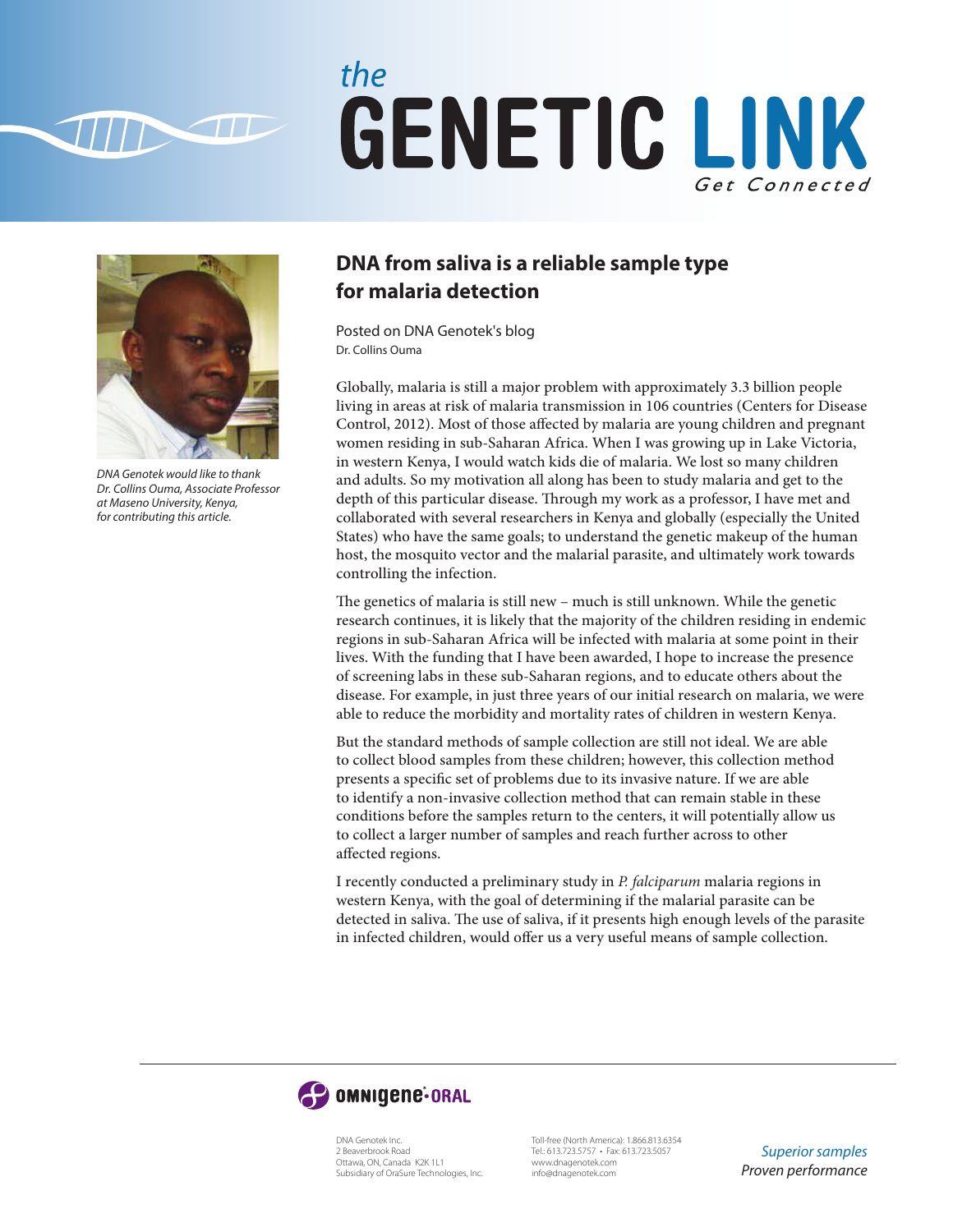# the GENETIC LINK

*Get Connected*

*DNA Genotek would like to thank Dr. Collins Ouma, Associate Professor at Maseno University, Kenya, for contributing this article.*

## DNA from saliva is a reliable sample type for malaria detection

Posted on DNA Genotek's blog
Dr. Collins Ouma

Globally, malaria is still a major problem with approximately 3.3 billion people living in areas at risk of malaria transmission in 106 countries (Centers for Disease Control, 2012). Most of those affected by malaria are young children and pregnant women residing in sub-Saharan Africa. When I was growing up in Lake Victoria, in western Kenya, I would watch kids die of malaria. We lost so many children and adults. So my motivation all along has been to study malaria and get to the depth of this particular disease. Through my work as a professor, I have met and collaborated with several researchers in Kenya and globally (especially the United States) who have the same goals; to understand the genetic makeup of the human host, the mosquito vector and the malarial parasite, and ultimately work towards controlling the infection.

The genetics of malaria is still new – much is still unknown. While the genetic research continues, it is likely that the majority of the children residing in endemic regions in sub-Saharan Africa will be infected with malaria at some point in their lives. With the funding that I have been awarded, I hope to increase the presence of screening labs in these sub-Saharan regions, and to educate others about the disease. For example, in just three years of our initial research on malaria, we were able to reduce the morbidity and mortality rates of children in western Kenya.

But the standard methods of sample collection are still not ideal. We are able to collect blood samples from these children; however, this collection method presents a specific set of problems due to its invasive nature. If we are able to identify a non-invasive collection method that can remain stable in these conditions before the samples return to the centers, it will potentially allow us to collect a larger number of samples and reach further across to other affected regions.

I recently conducted a preliminary study in *P. falciparum* malaria regions in western Kenya, with the goal of determining if the malarial parasite can be detected in saliva. The use of saliva, if it presents high enough levels of the parasite in infected children, would offer us a very useful means of sample collection.

OMNIgene•ORAL

DNA Genotek Inc.
2 Beaverbrook Road
Ottawa, ON, Canada K2K 1L1
Subsidiary of OraSure Technologies, Inc.

Toll-free (North America): 1.866.813.6354
Tel.: 613.723.5757 • Fax: 613.723.5057
www.dnagenotek.com
info@dnagenotek.com

*Superior samples*
*Proven performance*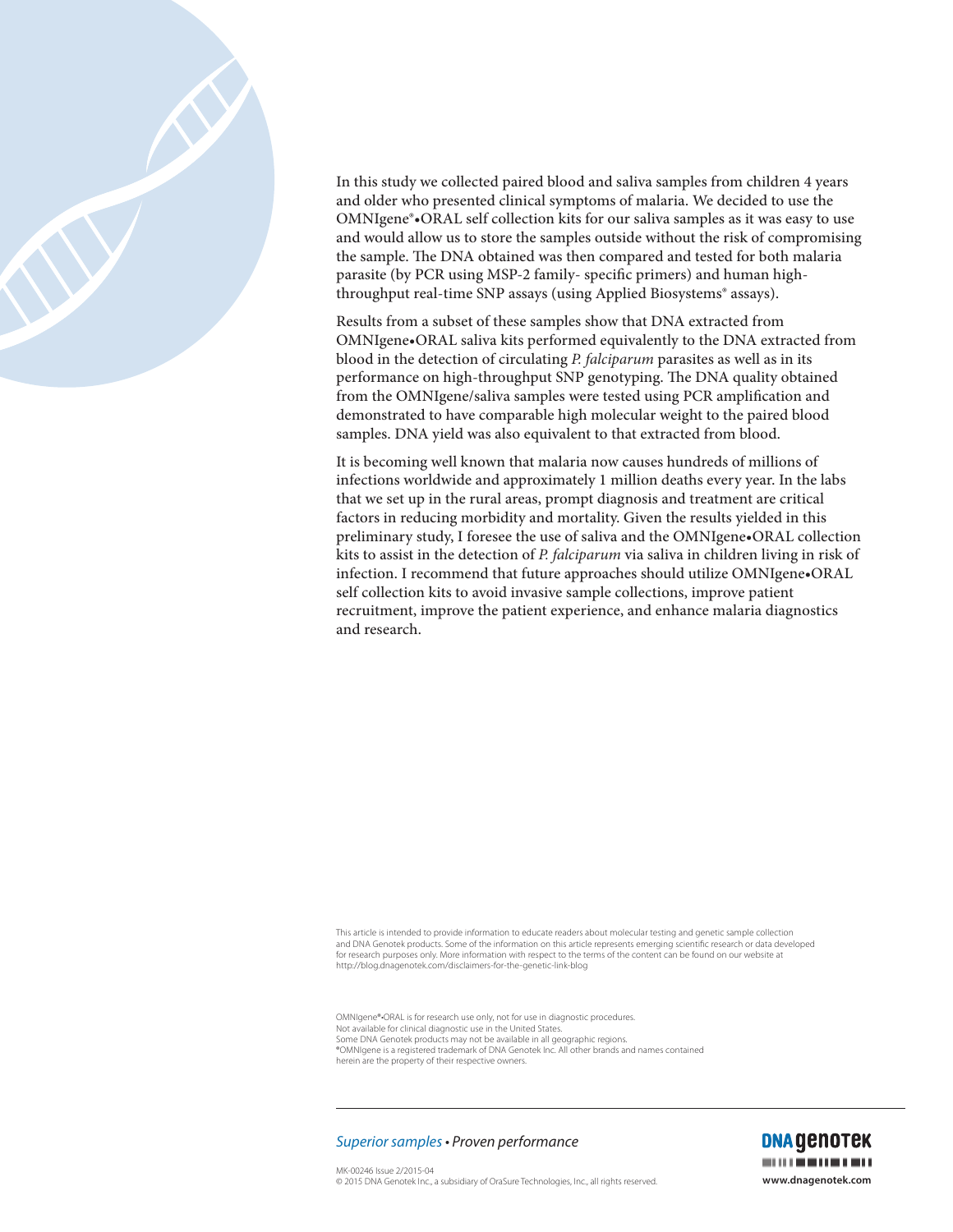In this study we collected paired blood and saliva samples from children 4 years and older who presented clinical symptoms of malaria. We decided to use the OMNIgene®•ORAL self collection kits for our saliva samples as it was easy to use and would allow us to store the samples outside without the risk of compromising the sample. The DNA obtained was then compared and tested for both malaria parasite (by PCR using MSP-2 family- specific primers) and human high-throughput real-time SNP assays (using Applied Biosystems® assays).

Results from a subset of these samples show that DNA extracted from OMNIgene•ORAL saliva kits performed equivalently to the DNA extracted from blood in the detection of circulating *P. falciparum* parasites as well as in its performance on high-throughput SNP genotyping. The DNA quality obtained from the OMNIgene/saliva samples were tested using PCR amplification and demonstrated to have comparable high molecular weight to the paired blood samples. DNA yield was also equivalent to that extracted from blood.

It is becoming well known that malaria now causes hundreds of millions of infections worldwide and approximately 1 million deaths every year. In the labs that we set up in the rural areas, prompt diagnosis and treatment are critical factors in reducing morbidity and mortality. Given the results yielded in this preliminary study, I foresee the use of saliva and the OMNIgene•ORAL collection kits to assist in the detection of *P. falciparum* via saliva in children living in risk of infection. I recommend that future approaches should utilize OMNIgene•ORAL self collection kits to avoid invasive sample collections, improve patient recruitment, improve the patient experience, and enhance malaria diagnostics and research.

This article is intended to provide information to educate readers about molecular testing and genetic sample collection and DNA Genotek products. Some of the information on this article represents emerging scientific research or data developed for research purposes only. More information with respect to the terms of the content can be found on our website at http://blog.dnagenotek.com/disclaimers-for-the-genetic-link-blog

OMNIgene®•ORAL is for research use only, not for use in diagnostic procedures.
Not available for clinical diagnostic use in the United States.
Some DNA Genotek products may not be available in all geographic regions.
®OMNIgene is a registered trademark of DNA Genotek Inc. All other brands and names contained herein are the property of their respective owners.

*Superior samples • Proven performance*

MK-00246 Issue 2/2015-04
© 2015 DNA Genotek Inc., a subsidiary of OraSure Technologies, Inc., all rights reserved.

DNA genotek
www.dnagenotek.com